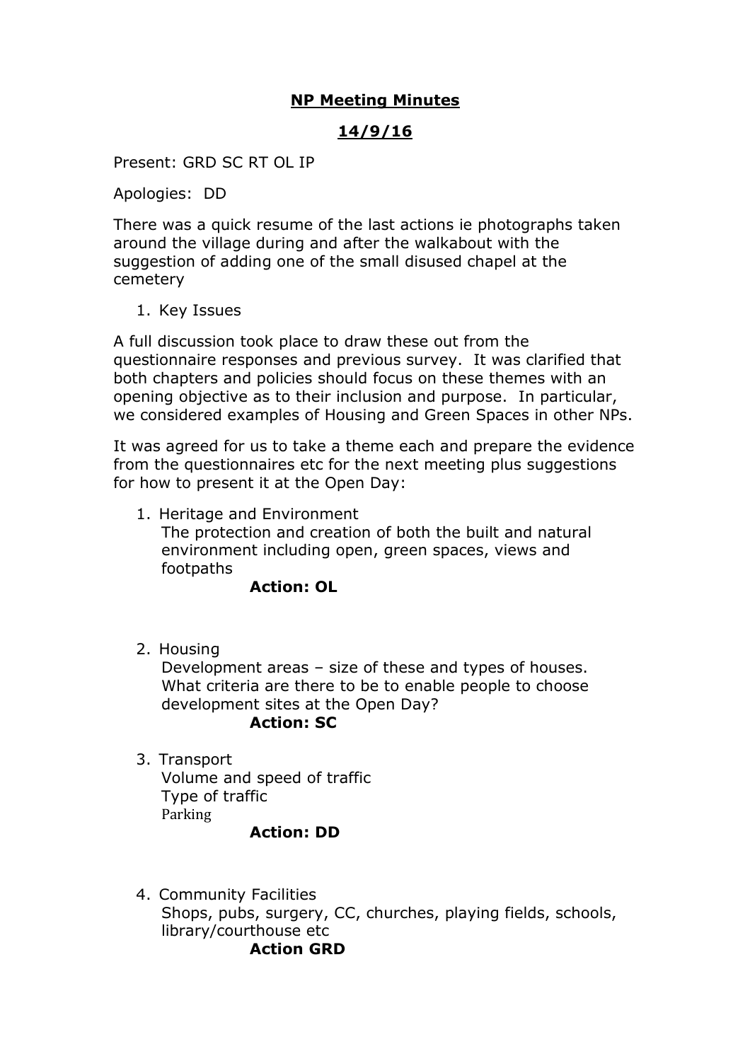# NP Meeting Minutes

## 14/9/16

Present: GRD SC RT OL IP

Apologies: DD

There was a quick resume of the last actions ie photographs taken around the village during and after the walkabout with the suggestion of adding one of the small disused chapel at the cemetery

1. Key Issues

A full discussion took place to draw these out from the questionnaire responses and previous survey. It was clarified that both chapters and policies should focus on these themes with an opening objective as to their inclusion and purpose. In particular, we considered examples of Housing and Green Spaces in other NPs.

It was agreed for us to take a theme each and prepare the evidence from the questionnaires etc for the next meeting plus suggestions for how to present it at the Open Day:

1. Heritage and Environment
   The protection and creation of both the built and natural environment including open, green spaces, views and footpaths
   **Action: OL**

2. Housing
   Development areas – size of these and types of houses. What criteria are there to be to enable people to choose development sites at the Open Day?
   **Action: SC**

3. Transport
   Volume and speed of traffic
   Type of traffic
   Parking
   **Action: DD**

4. Community Facilities
   Shops, pubs, surgery, CC, churches, playing fields, schools, library/courthouse etc
   **Action GRD**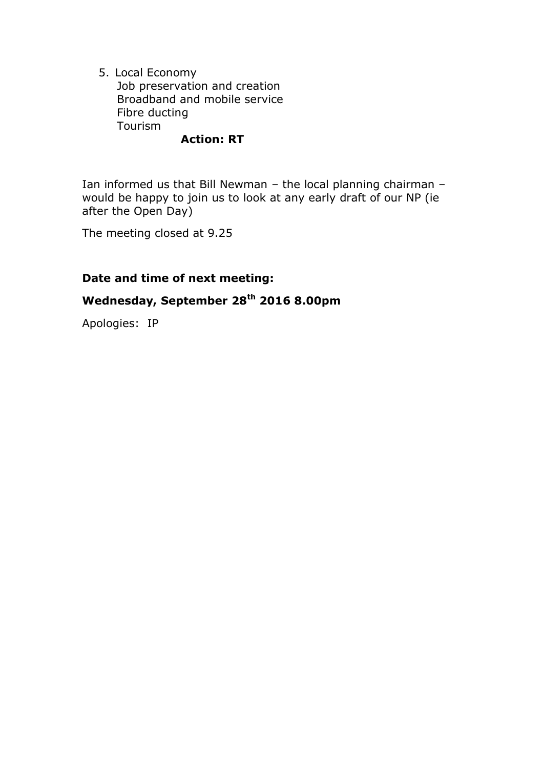5. Local Economy
   Job preservation and creation
   Broadband and mobile service
   Fibre ducting
   Tourism

   **Action: RT**

Ian informed us that Bill Newman – the local planning chairman – would be happy to join us to look at any early draft of our NP (ie after the Open Day)

The meeting closed at 9.25

**Date and time of next meeting:**

**Wednesday, September 28th 2016 8.00pm**

Apologies: IP